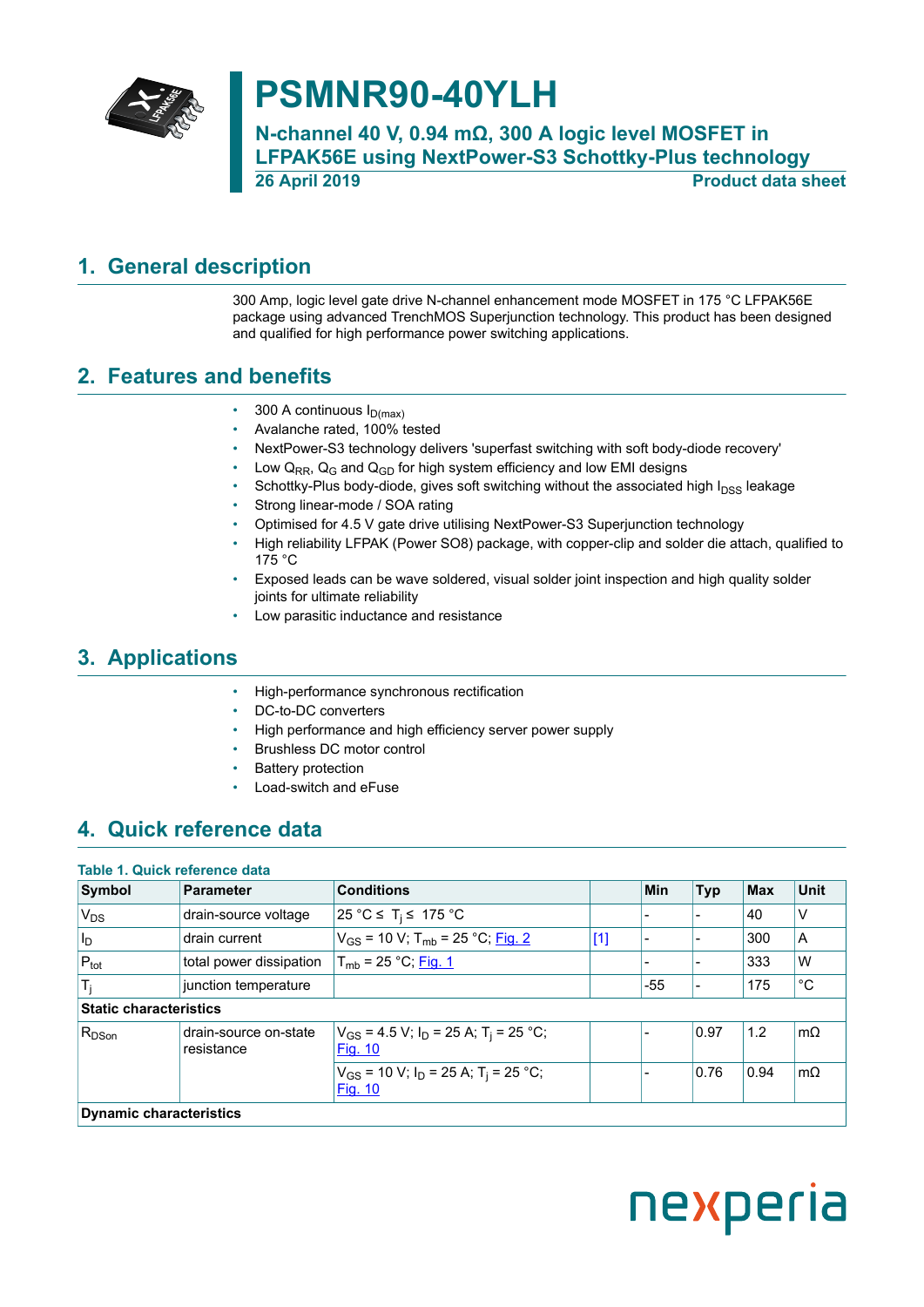# PSMNR90-40YLH

## N-channel 40 V, 0.94 mΩ, 300 A logic level MOSFET in LFPAK56E using NextPower-S3 Schottky-Plus technology

**26 April 2019** **Product data sheet**

## 1. General description

300 Amp, logic level gate drive N-channel enhancement mode MOSFET in 175 °C LFPAK56E package using advanced TrenchMOS Superjunction technology. This product has been designed and qualified for high performance power switching applications.

## 2. Features and benefits

- 300 A continuous $I_{D(max)}$
- Avalanche rated, 100% tested
- NextPower-S3 technology delivers 'superfast switching with soft body-diode recovery'
- Low $Q_{RR}$, $Q_G$ and $Q_{GD}$ for high system efficiency and low EMI designs
- Schottky-Plus body-diode, gives soft switching without the associated high $I_{DSS}$ leakage
- Strong linear-mode / SOA rating
- Optimised for 4.5 V gate drive utilising NextPower-S3 Superjunction technology
- High reliability LFPAK (Power SO8) package, with copper-clip and solder die attach, qualified to 175 °C
- Exposed leads can be wave soldered, visual solder joint inspection and high quality solder joints for ultimate reliability
- Low parasitic inductance and resistance

## 3. Applications

- High-performance synchronous rectification
- DC-to-DC converters
- High performance and high efficiency server power supply
- Brushless DC motor control
- Battery protection
- Load-switch and eFuse

## 4. Quick reference data

**Table 1. Quick reference data**

| Symbol | Parameter | Conditions | | Min | Typ | Max | Unit |
|---|---|---|---|---|---|---|---|
| $V_{DS}$ | drain-source voltage | 25 °C ≤ $T_j$ ≤ 175 °C | | - | - | 40 | V |
| $I_D$ | drain current | $V_{GS}$ = 10 V; $T_{mb}$ = 25 °C; Fig. 2 | [1] | - | - | 300 | A |
| $P_{tot}$ | total power dissipation | $T_{mb}$ = 25 °C; Fig. 1 | | - | - | 333 | W |
| $T_j$ | junction temperature | | | -55 | - | 175 | °C |
| **Static characteristics** | | | | | | | |
| $R_{DSon}$ | drain-source on-state resistance | $V_{GS}$ = 4.5 V; $I_D$ = 25 A; $T_j$ = 25 °C; Fig. 10 | | - | 0.97 | 1.2 | mΩ |
| | | $V_{GS}$ = 10 V; $I_D$ = 25 A; $T_j$ = 25 °C; Fig. 10 | | - | 0.76 | 0.94 | mΩ |
| **Dynamic characteristics** | | | | | | | |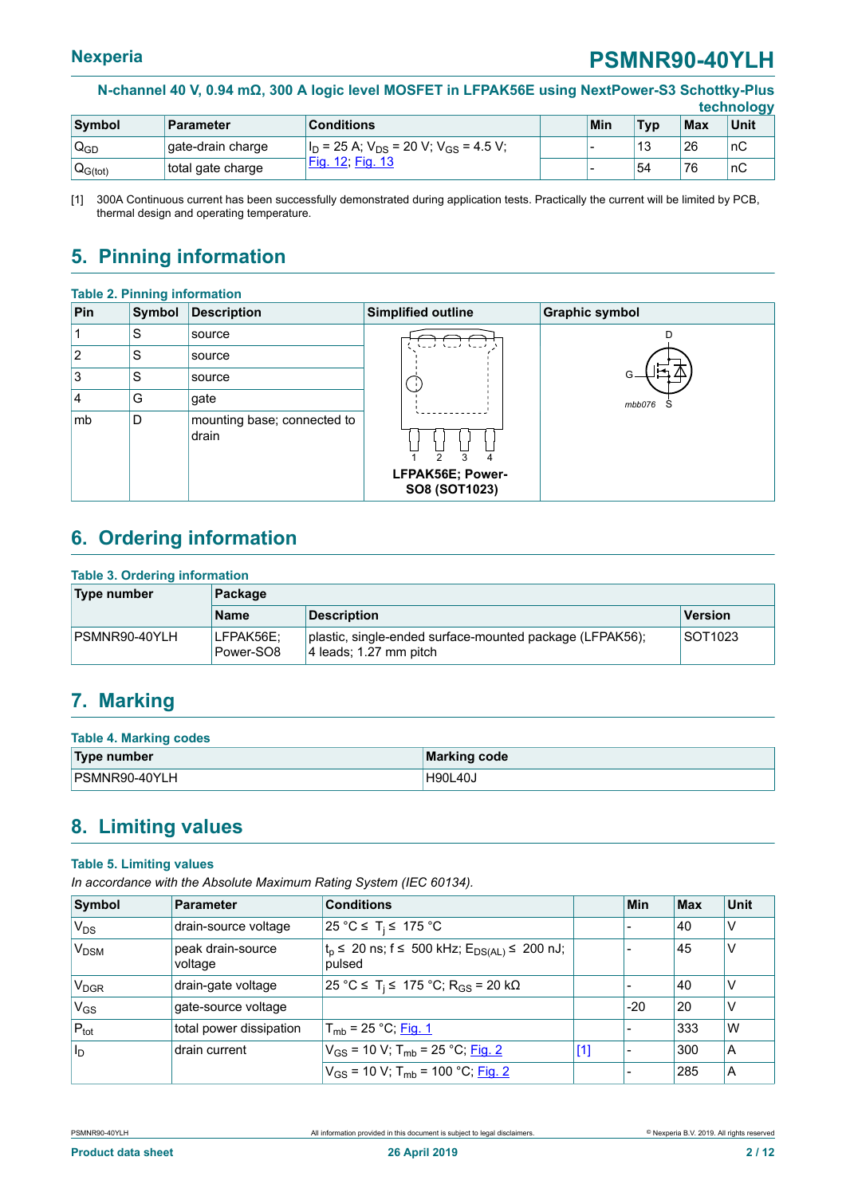| Symbol | Parameter | Conditions | | Min | Typ | Max | Unit |
|---|---|---|---|---|---|---|---|
| $Q_{GD}$ | gate-drain charge | $I_D$ = 25 A; $V_{DS}$ = 20 V; $V_{GS}$ = 4.5 V; Fig. 12; Fig. 13 | | - | 13 | 26 | nC |
| $Q_{G(tot)}$ | total gate charge | | | - | 54 | 76 | nC |

[1] 300A Continuous current has been successfully demonstrated during application tests. Practically the current will be limited by PCB, thermal design and operating temperature.

## 5. Pinning information

**Table 2. Pinning information**

| Pin | Symbol | Description | Simplified outline | Graphic symbol |
|---|---|---|---|---|
| 1 | S | source | LFPAK56E; Power-SO8 (SOT1023) | mbb076 |
| 2 | S | source | | |
| 3 | S | source | | |
| 4 | G | gate | | |
| mb | D | mounting base; connected to drain | | |

## 6. Ordering information

**Table 3. Ordering information**

| Type number | Package | | |
|---|---|---|---|
| | Name | Description | Version |
| PSMNR90-40YLH | LFPAK56E; Power-SO8 | plastic, single-ended surface-mounted package (LFPAK56); 4 leads; 1.27 mm pitch | SOT1023 |

## 7. Marking

**Table 4. Marking codes**

| Type number | Marking code |
|---|---|
| PSMNR90-40YLH | H90L40J |

## 8. Limiting values

**Table 5. Limiting values**

*In accordance with the Absolute Maximum Rating System (IEC 60134).*

| Symbol | Parameter | Conditions | | Min | Max | Unit |
|---|---|---|---|---|---|---|
| $V_{DS}$ | drain-source voltage | 25 °C ≤ $T_j$ ≤ 175 °C | | - | 40 | V |
| $V_{DSM}$ | peak drain-source voltage | $t_p$ ≤ 20 ns; f ≤ 500 kHz; $E_{DS(AL)}$ ≤ 200 nJ; pulsed | | - | 45 | V |
| $V_{DGR}$ | drain-gate voltage | 25 °C ≤ $T_j$ ≤ 175 °C; $R_{GS}$ = 20 kΩ | | - | 40 | V |
| $V_{GS}$ | gate-source voltage | | | -20 | 20 | V |
| $P_{tot}$ | total power dissipation | $T_{mb}$ = 25 °C; Fig. 1 | | - | 333 | W |
| $I_D$ | drain current | $V_{GS}$ = 10 V; $T_{mb}$ = 25 °C; Fig. 2 | [1] | - | 300 | A |
| | | $V_{GS}$ = 10 V; $T_{mb}$ = 100 °C; Fig. 2 | | - | 285 | A |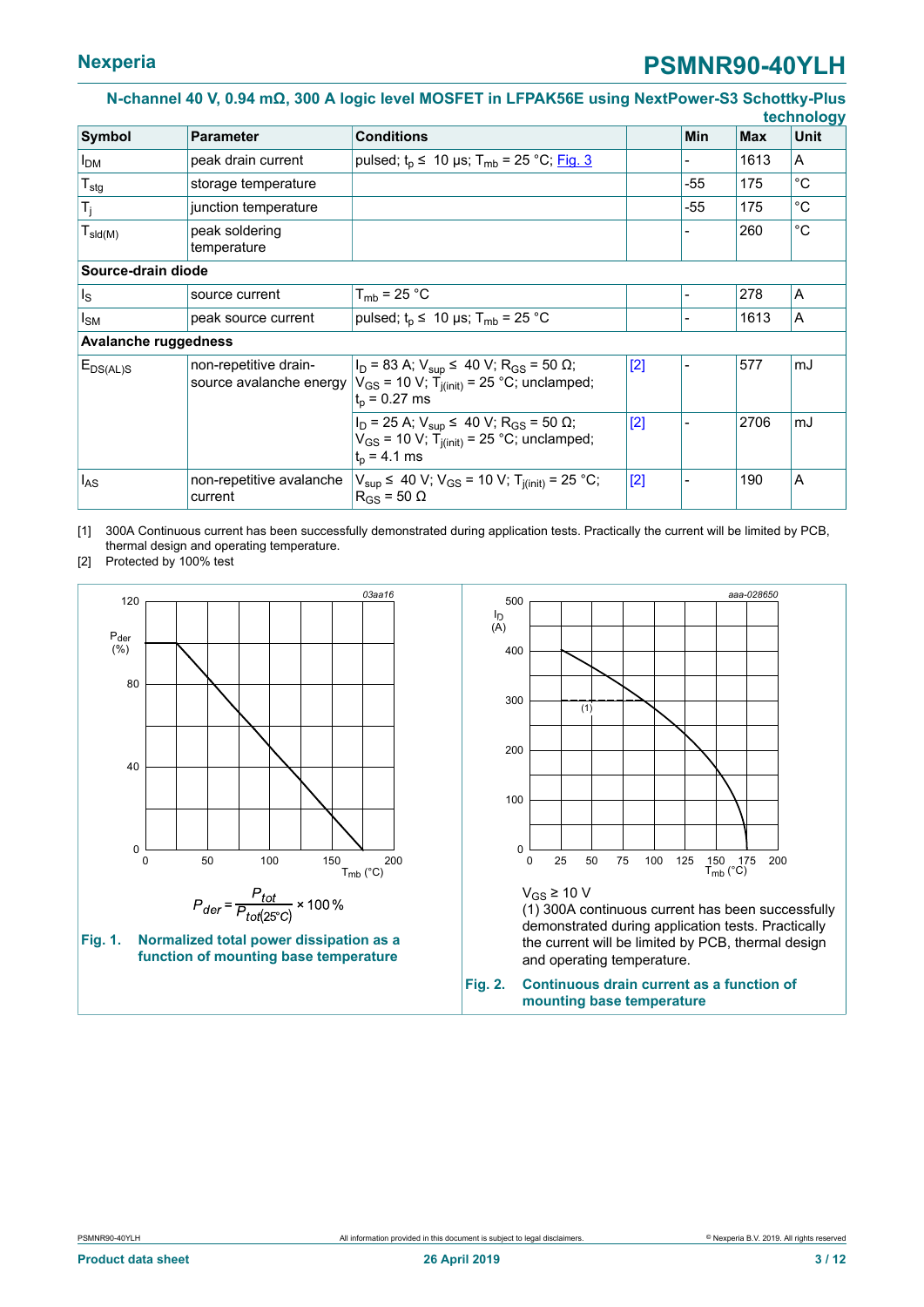N-channel 40 V, 0.94 mΩ, 300 A logic level MOSFET in LFPAK56E using NextPower-S3 Schottky-Plus technology

| Symbol | Parameter | Conditions | | Min | Max | Unit |
|---|---|---|---|---|---|---|
| $I_{DM}$ | peak drain current | pulsed; $t_p \leq$ 10 µs; $T_{mb}$ = 25 °C; Fig. 3 | | - | 1613 | A |
| $T_{stg}$ | storage temperature | | | -55 | 175 | °C |
| $T_j$ | junction temperature | | | -55 | 175 | °C |
| $T_{sld(M)}$ | peak soldering temperature | | | - | 260 | °C |
| **Source-drain diode** | | | | | | |
| $I_S$ | source current | $T_{mb}$ = 25 °C | | - | 278 | A |
| $I_{SM}$ | peak source current | pulsed; $t_p \leq$ 10 µs; $T_{mb}$ = 25 °C | | - | 1613 | A |
| **Avalanche ruggedness** | | | | | | |
| $E_{DS(AL)S}$ | non-repetitive drain-source avalanche energy | $I_D$ = 83 A; $V_{sup} \leq$ 40 V; $R_{GS}$ = 50 Ω; $V_{GS}$ = 10 V; $T_{j(init)}$ = 25 °C; unclamped; $t_p$ = 0.27 ms | [2] | - | 577 | mJ |
| | | $I_D$ = 25 A; $V_{sup} \leq$ 40 V; $R_{GS}$ = 50 Ω; $V_{GS}$ = 10 V; $T_{j(init)}$ = 25 °C; unclamped; $t_p$ = 4.1 ms | [2] | - | 2706 | mJ |
| $I_{AS}$ | non-repetitive avalanche current | $V_{sup} \leq$ 40 V; $V_{GS}$ = 10 V; $T_{j(init)}$ = 25 °C; $R_{GS}$ = 50 Ω | [2] | - | 190 | A |

[1] 300A Continuous current has been successfully demonstrated during application tests. Practically the current will be limited by PCB, thermal design and operating temperature.

[2] Protected by 100% test

$$P_{der} = \frac{P_{tot}}{P_{tot(25^\circ C)}} \times 100\,\%$$

**Fig. 1. Normalized total power dissipation as a function of mounting base temperature**

$V_{GS} \geq$ 10 V

(1) 300A continuous current has been successfully demonstrated during application tests. Practically the current will be limited by PCB, thermal design and operating temperature.

**Fig. 2. Continuous drain current as a function of mounting base temperature**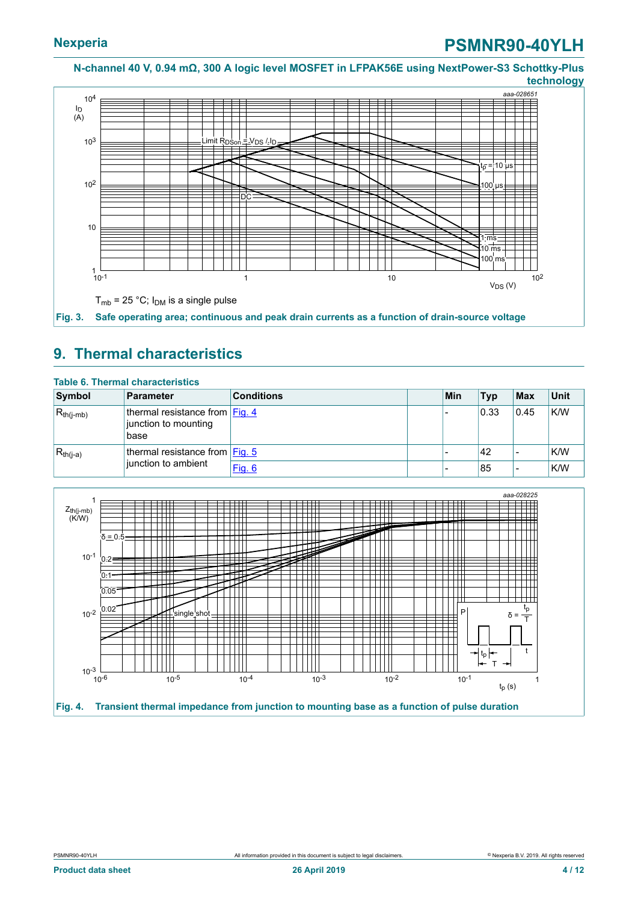$T_{mb}$ = 25 °C; $I_{DM}$ is a single pulse

**Fig. 3. Safe operating area; continuous and peak drain currents as a function of drain-source voltage**

## 9. Thermal characteristics

**Table 6. Thermal characteristics**

| Symbol | Parameter | Conditions | | Min | Typ | Max | Unit |
|---|---|---|---|---|---|---|---|
| $R_{th(j-mb)}$ | thermal resistance from junction to mounting base | Fig. 4 | | - | 0.33 | 0.45 | K/W |
| $R_{th(j-a)}$ | thermal resistance from junction to ambient | Fig. 5 | | - | 42 | - | K/W |
| | | Fig. 6 | | - | 85 | - | K/W |

**Fig. 4. Transient thermal impedance from junction to mounting base as a function of pulse duration**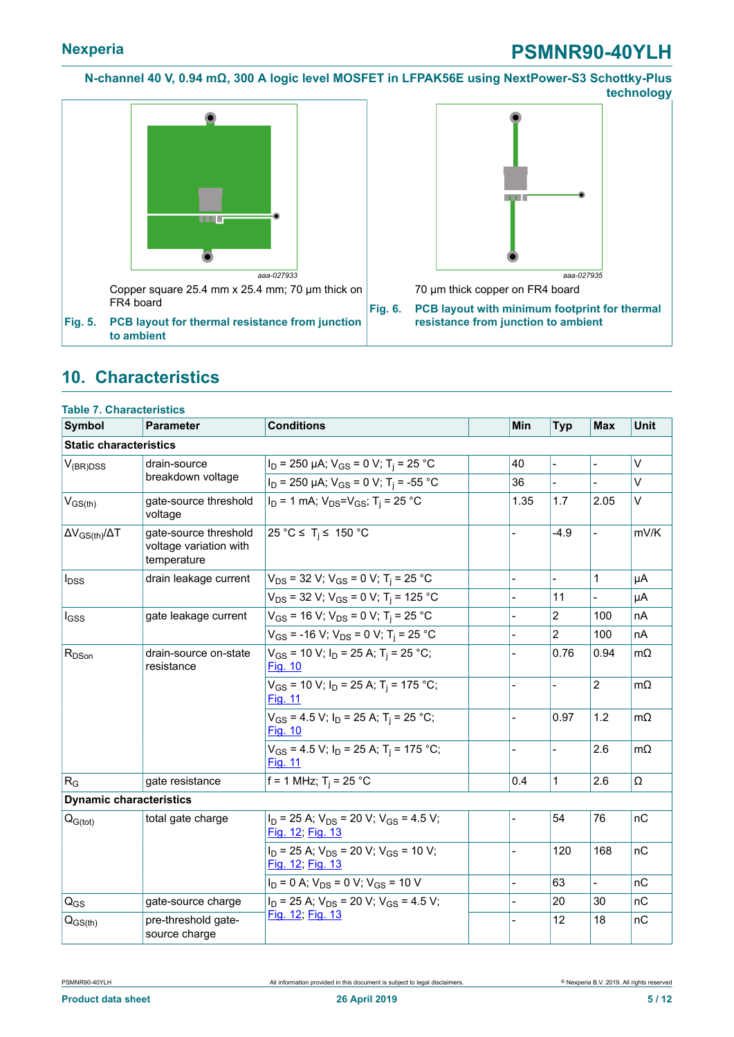aaa-027933

Copper square 25.4 mm x 25.4 mm; 70 µm thick on FR4 board

**Fig. 5. PCB layout for thermal resistance from junction to ambient**

aaa-027935

70 µm thick copper on FR4 board

**Fig. 6. PCB layout with minimum footprint for thermal resistance from junction to ambient**

## 10. Characteristics

**Table 7. Characteristics**

| Symbol | Parameter | Conditions | | Min | Typ | Max | Unit |
|---|---|---|---|---|---|---|---|
| **Static characteristics** | | | | | | | |
| $V_{(BR)DSS}$ | drain-source breakdown voltage | $I_D$ = 250 µA; $V_{GS}$ = 0 V; $T_j$ = 25 °C | | 40 | - | - | V |
| | | $I_D$ = 250 µA; $V_{GS}$ = 0 V; $T_j$ = -55 °C | | 36 | - | - | V |
| $V_{GS(th)}$ | gate-source threshold voltage | $I_D$ = 1 mA; $V_{DS}$=$V_{GS}$; $T_j$ = 25 °C | | 1.35 | 1.7 | 2.05 | V |
| $\Delta V_{GS(th)}/\Delta T$ | gate-source threshold voltage variation with temperature | 25 °C ≤ $T_j$ ≤ 150 °C | | - | -4.9 | - | mV/K |
| $I_{DSS}$ | drain leakage current | $V_{DS}$ = 32 V; $V_{GS}$ = 0 V; $T_j$ = 25 °C | | - | - | 1 | µA |
| | | $V_{DS}$ = 32 V; $V_{GS}$ = 0 V; $T_j$ = 125 °C | | - | 11 | - | µA |
| $I_{GSS}$ | gate leakage current | $V_{GS}$ = 16 V; $V_{DS}$ = 0 V; $T_j$ = 25 °C | | - | 2 | 100 | nA |
| | | $V_{GS}$ = -16 V; $V_{DS}$ = 0 V; $T_j$ = 25 °C | | - | 2 | 100 | nA |
| $R_{DSon}$ | drain-source on-state resistance | $V_{GS}$ = 10 V; $I_D$ = 25 A; $T_j$ = 25 °C; Fig. 10 | | - | 0.76 | 0.94 | mΩ |
| | | $V_{GS}$ = 10 V; $I_D$ = 25 A; $T_j$ = 175 °C; Fig. 11 | | - | - | 2 | mΩ |
| | | $V_{GS}$ = 4.5 V; $I_D$ = 25 A; $T_j$ = 25 °C; Fig. 10 | | - | 0.97 | 1.2 | mΩ |
| | | $V_{GS}$ = 4.5 V; $I_D$ = 25 A; $T_j$ = 175 °C; Fig. 11 | | - | - | 2.6 | mΩ |
| $R_G$ | gate resistance | f = 1 MHz; $T_j$ = 25 °C | | 0.4 | 1 | 2.6 | Ω |
| **Dynamic characteristics** | | | | | | | |
| $Q_{G(tot)}$ | total gate charge | $I_D$ = 25 A; $V_{DS}$ = 20 V; $V_{GS}$ = 4.5 V; Fig. 12; Fig. 13 | | - | 54 | 76 | nC |
| | | $I_D$ = 25 A; $V_{DS}$ = 20 V; $V_{GS}$ = 10 V; Fig. 12; Fig. 13 | | - | 120 | 168 | nC |
| | | $I_D$ = 0 A; $V_{DS}$ = 0 V; $V_{GS}$ = 10 V | | - | 63 | - | nC |
| $Q_{GS}$ | gate-source charge | $I_D$ = 25 A; $V_{DS}$ = 20 V; $V_{GS}$ = 4.5 V; Fig. 12; Fig. 13 | | - | 20 | 30 | nC |
| $Q_{GS(th)}$ | pre-threshold gate-source charge | | | - | 12 | 18 | nC |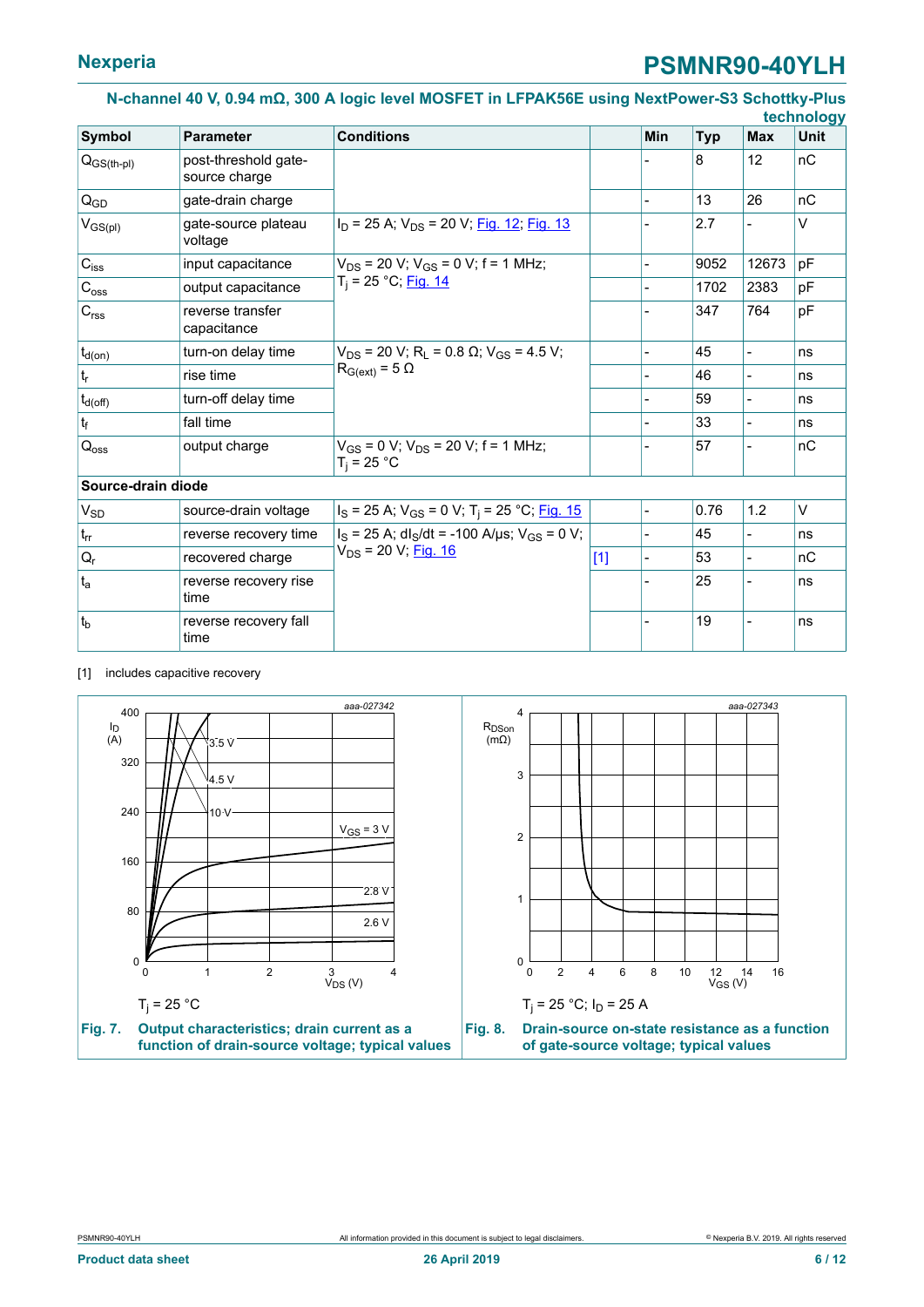## N-channel 40 V, 0.94 mΩ, 300 A logic level MOSFET in LFPAK56E using NextPower-S3 Schottky-Plus technology

| Symbol | Parameter | Conditions | | Min | Typ | Max | Unit |
|---|---|---|---|---|---|---|---|
| $Q_{GS(th-pl)}$ | post-threshold gate-source charge | | | - | 8 | 12 | nC |
| $Q_{GD}$ | gate-drain charge | | | - | 13 | 26 | nC |
| $V_{GS(pl)}$ | gate-source plateau voltage | $I_D$ = 25 A; $V_{DS}$ = 20 V; Fig. 12; Fig. 13 | | - | 2.7 | - | V |
| $C_{iss}$ | input capacitance | $V_{DS}$ = 20 V; $V_{GS}$ = 0 V; f = 1 MHz; $T_j$ = 25 °C; Fig. 14 | | - | 9052 | 12673 | pF |
| $C_{oss}$ | output capacitance | | | - | 1702 | 2383 | pF |
| $C_{rss}$ | reverse transfer capacitance | | | - | 347 | 764 | pF |
| $t_{d(on)}$ | turn-on delay time | $V_{DS}$ = 20 V; $R_L$ = 0.8 Ω; $V_{GS}$ = 4.5 V; $R_{G(ext)}$ = 5 Ω | | - | 45 | - | ns |
| $t_r$ | rise time | | | - | 46 | - | ns |
| $t_{d(off)}$ | turn-off delay time | | | - | 59 | - | ns |
| $t_f$ | fall time | | | - | 33 | - | ns |
| $Q_{oss}$ | output charge | $V_{GS}$ = 0 V; $V_{DS}$ = 20 V; f = 1 MHz; $T_j$ = 25 °C | | - | 57 | - | nC |
| **Source-drain diode** | | | | | | | |
| $V_{SD}$ | source-drain voltage | $I_S$ = 25 A; $V_{GS}$ = 0 V; $T_j$ = 25 °C; Fig. 15 | | - | 0.76 | 1.2 | V |
| $t_{rr}$ | reverse recovery time | $I_S$ = 25 A; $dI_S/dt$ = -100 A/µs; $V_{GS}$ = 0 V; $V_{DS}$ = 20 V; Fig. 16 | | - | 45 | - | ns |
| $Q_r$ | recovered charge | | [1] | - | 53 | - | nC |
| $t_a$ | reverse recovery rise time | | | - | 25 | - | ns |
| $t_b$ | reverse recovery fall time | | | - | 19 | - | ns |

[1] includes capacitive recovery

$T_j$ = 25 °C

**Fig. 7. Output characteristics; drain current as a function of drain-source voltage; typical values**

$T_j$ = 25 °C; $I_D$ = 25 A

**Fig. 8. Drain-source on-state resistance as a function of gate-source voltage; typical values**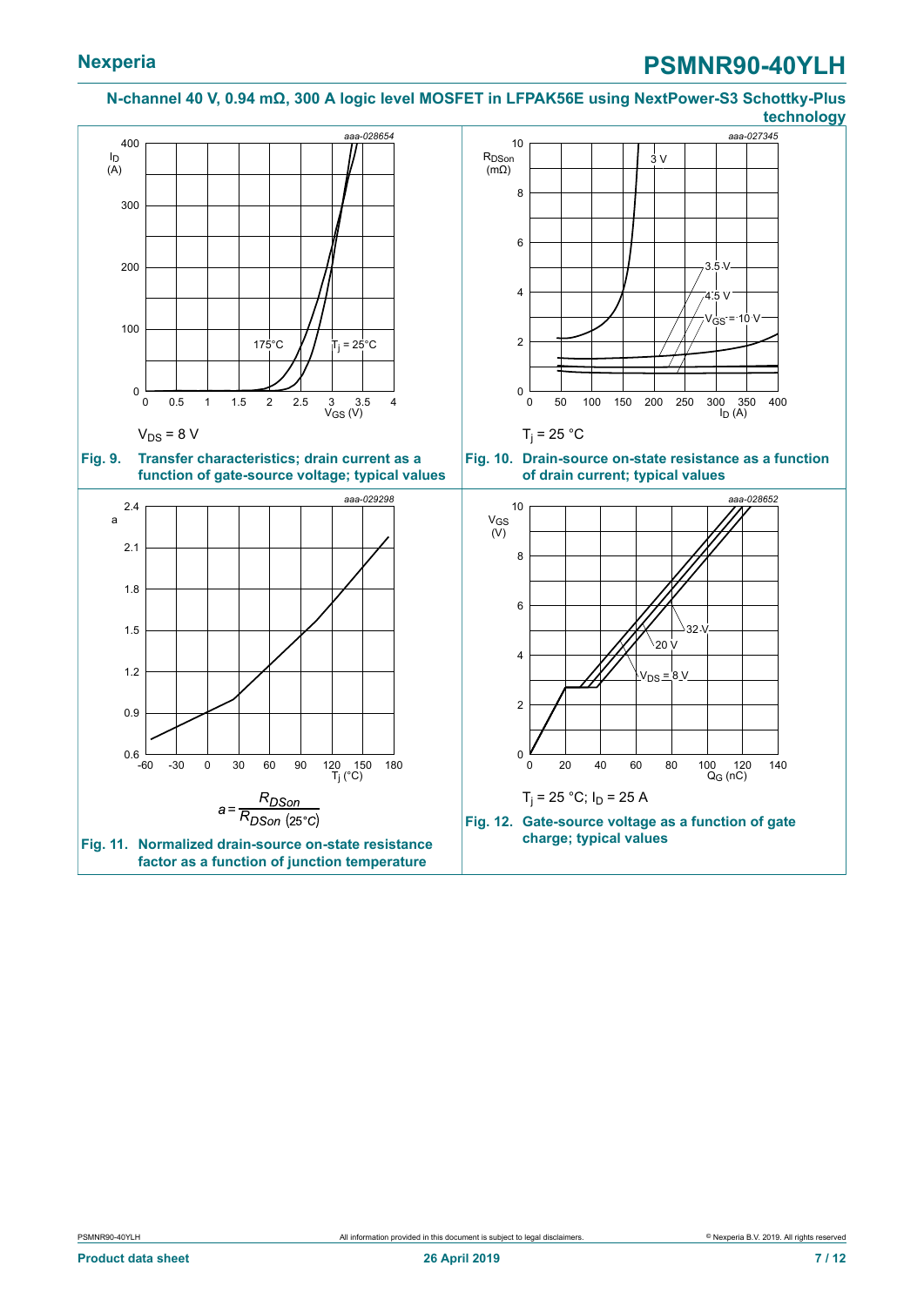$V_{DS}$ = 8 V

**Fig. 9. Transfer characteristics; drain current as a function of gate-source voltage; typical values**

$T_j$ = 25 °C

**Fig. 10. Drain-source on-state resistance as a function of drain current; typical values**

$$a = \frac{R_{DSon}}{R_{DSon\ (25°C)}}$$

**Fig. 11. Normalized drain-source on-state resistance factor as a function of junction temperature**

$T_j$ = 25 °C; $I_D$ = 25 A

**Fig. 12. Gate-source voltage as a function of gate charge; typical values**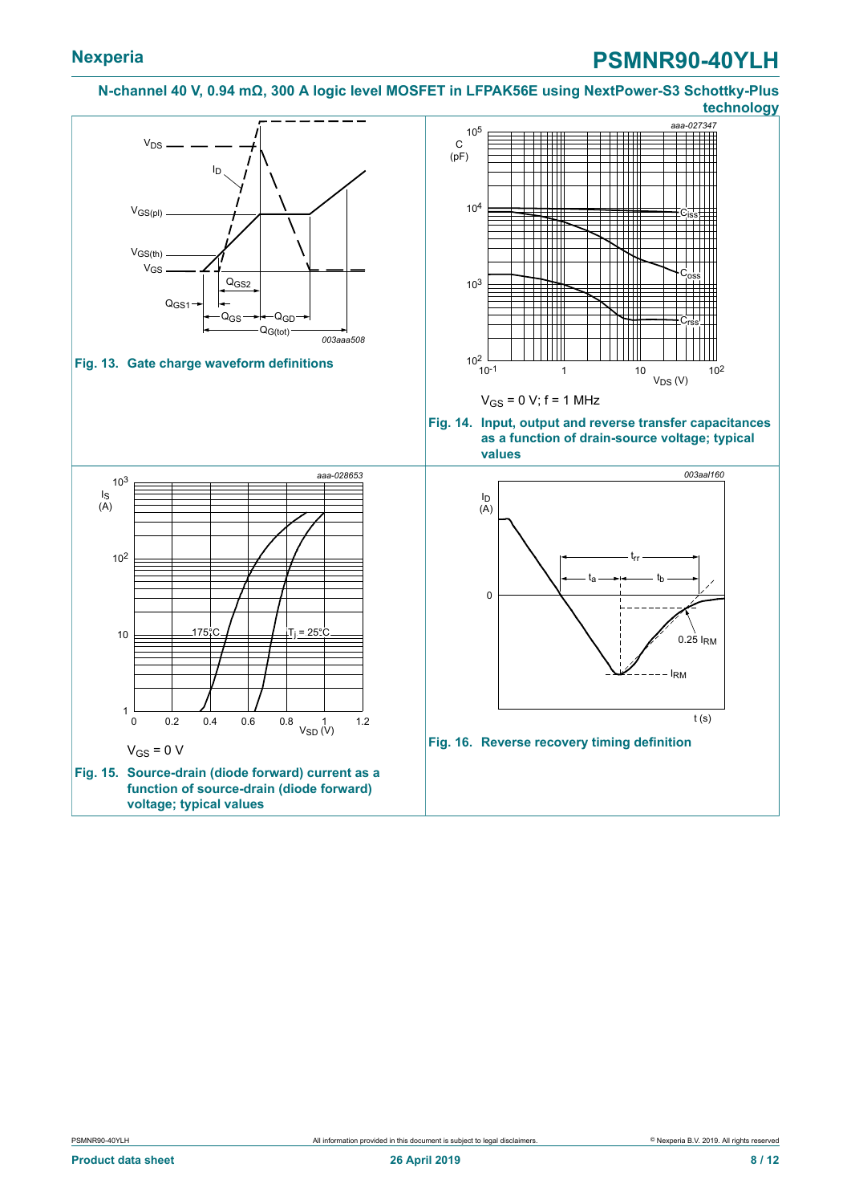Fig. 13. Gate charge waveform definitions

$V_{GS}$ = 0 V; f = 1 MHz

Fig. 14. Input, output and reverse transfer capacitances as a function of drain-source voltage; typical values

$V_{GS}$ = 0 V

Fig. 15. Source-drain (diode forward) current as a function of source-drain (diode forward) voltage; typical values

Fig. 16. Reverse recovery timing definition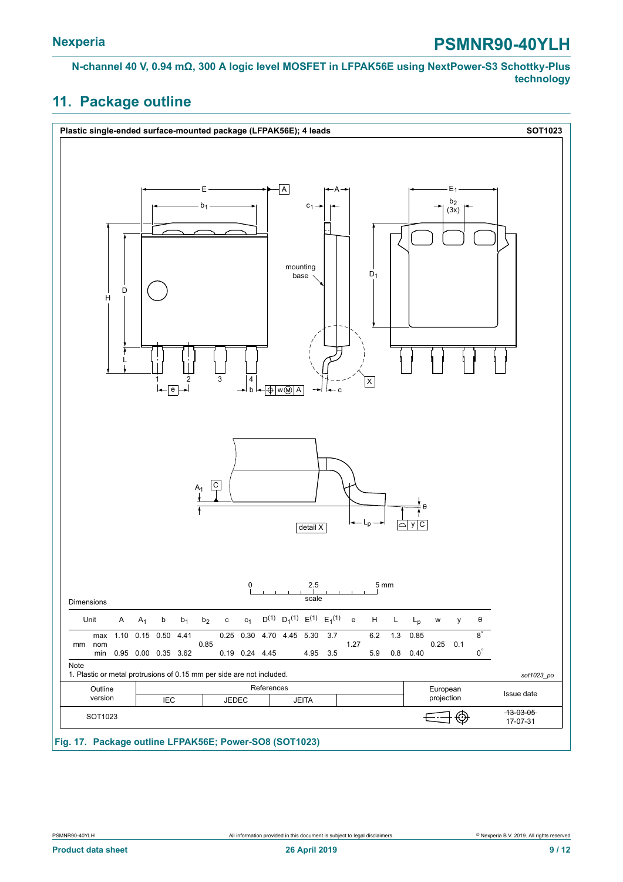## 11. Package outline

**Plastic single-ended surface-mounted package (LFPAK56E); 4 leads** **SOT1023**

Dimensions

| Unit | | A | $A_1$ | b | $b_1$ | $b_2$ | c | $c_1$ | D[1] | $D_1$[1] | E[1] | $E_1$[1] | e | H | L | $L_p$ | w | y | θ |
|---|---|---|---|---|---|---|---|---|---|---|---|---|---|---|---|---|---|---|---|
| mm | max | 1.10 | 0.15 | 0.50 | 4.41 | | 0.25 | 0.30 | 4.70 | 4.45 | 5.30 | 3.7 | | 6.2 | 1.3 | 0.85 | | | 8° |
| | nom | | | | | 0.85 | | | | | | | 1.27 | | | | 0.25 | 0.1 | |
| | min | 0.95 | 0.00 | 0.35 | 3.62 | | 0.19 | 0.24 | 4.45 | | 4.95 | 3.5 | | 5.9 | 0.8 | 0.40 | | | 0° |

Note

1. Plastic or metal protrusions of 0.15 mm per side are not included.

*sot1023_po*

| Outline version | References | | | | European projection | Issue date |
|---|---|---|---|---|---|---|
| | IEC | JEDEC | JEITA | | | |
| SOT1023 | | | | | | ~~13-03-05~~ 17-07-31 |

**Fig. 17. Package outline LFPAK56E; Power-SO8 (SOT1023)**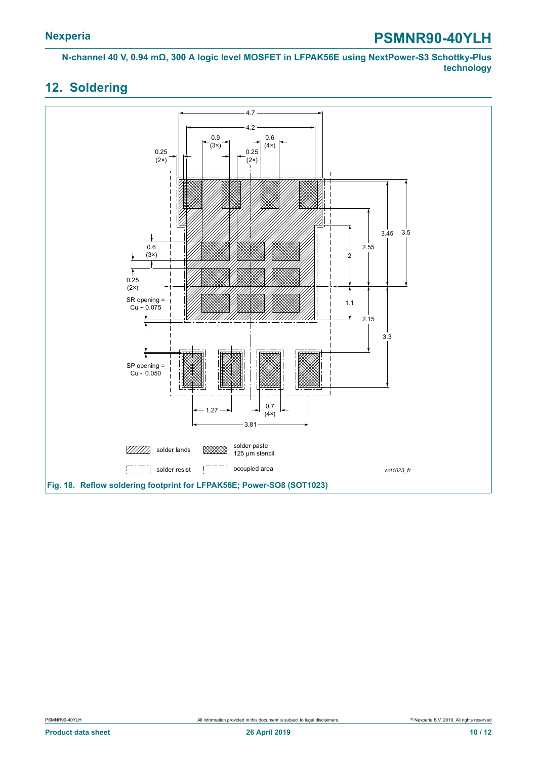## 12. Soldering

Fig. 18. Reflow soldering footprint for LFPAK56E; Power-SO8 (SOT1023)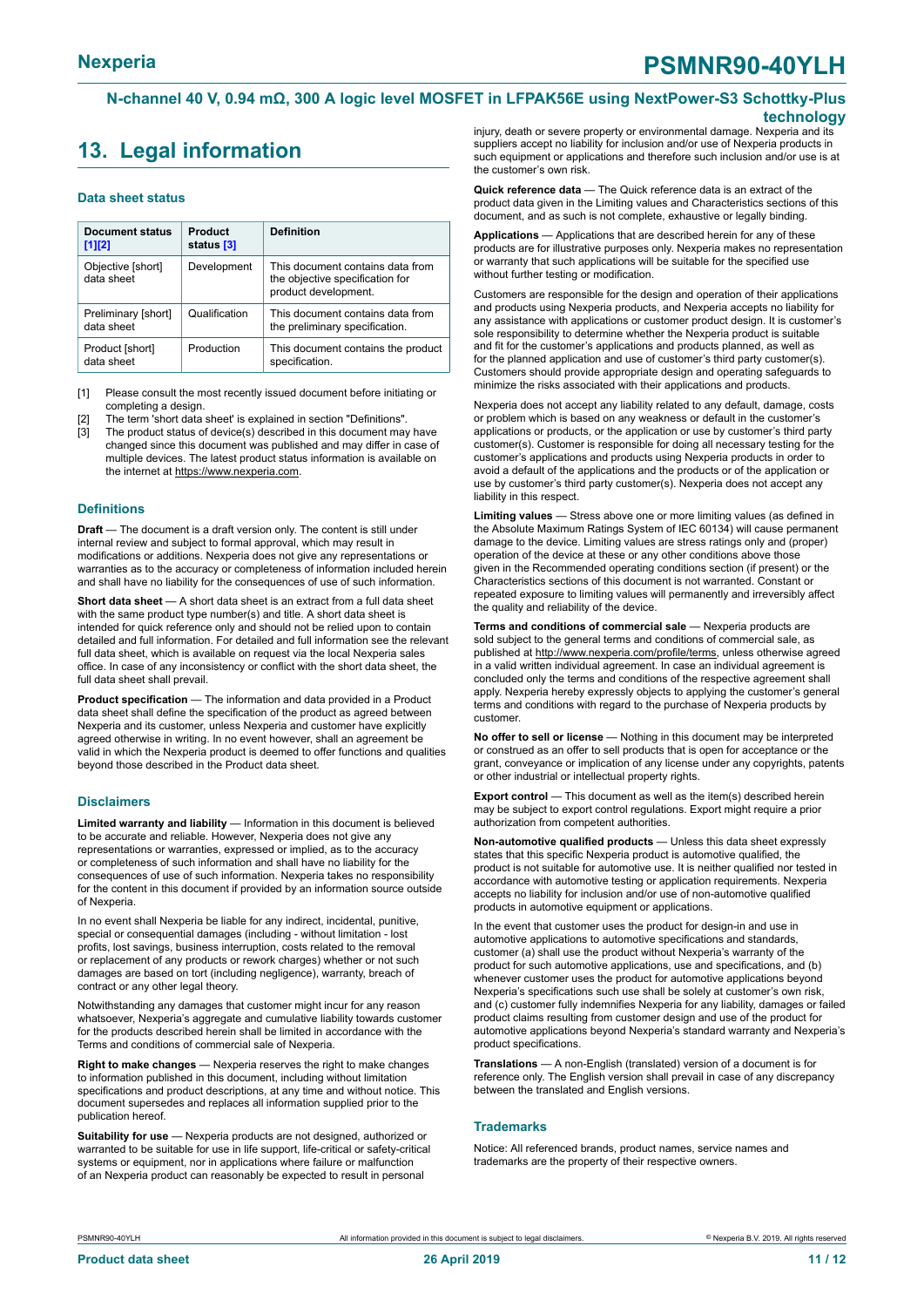# 13. Legal information

### Data sheet status

| Document status [1][2] | Product status [3] | Definition |
|---|---|---|
| Objective [short] data sheet | Development | This document contains data from the objective specification for product development. |
| Preliminary [short] data sheet | Qualification | This document contains data from the preliminary specification. |
| Product [short] data sheet | Production | This document contains the product specification. |

[1] Please consult the most recently issued document before initiating or completing a design.
[2] The term 'short data sheet' is explained in section "Definitions".
[3] The product status of device(s) described in this document may have changed since this document was published and may differ in case of multiple devices. The latest product status information is available on the internet at https://www.nexperia.com.

### Definitions

**Draft** — The document is a draft version only. The content is still under internal review and subject to formal approval, which may result in modifications or additions. Nexperia does not give any representations or warranties as to the accuracy or completeness of information included herein and shall have no liability for the consequences of use of such information.

**Short data sheet** — A short data sheet is an extract from a full data sheet with the same product type number(s) and title. A short data sheet is intended for quick reference only and should not be relied upon to contain detailed and full information. For detailed and full information see the relevant full data sheet, which is available on request via the local Nexperia sales office. In case of any inconsistency or conflict with the short data sheet, the full data sheet shall prevail.

**Product specification** — The information and data provided in a Product data sheet shall define the specification of the product as agreed between Nexperia and its customer, unless Nexperia and customer have explicitly agreed otherwise in writing. In no event however, shall an agreement be valid in which the Nexperia product is deemed to offer functions and qualities beyond those described in the Product data sheet.

### Disclaimers

**Limited warranty and liability** — Information in this document is believed to be accurate and reliable. However, Nexperia does not give any representations or warranties, expressed or implied, as to the accuracy or completeness of such information and shall have no liability for the consequences of use of such information. Nexperia takes no responsibility for the content in this document if provided by an information source outside of Nexperia.

In no event shall Nexperia be liable for any indirect, incidental, punitive, special or consequential damages (including - without limitation - lost profits, lost savings, business interruption, costs related to the removal or replacement of any products or rework charges) whether or not such damages are based on tort (including negligence), warranty, breach of contract or any other legal theory.

Notwithstanding any damages that customer might incur for any reason whatsoever, Nexperia's aggregate and cumulative liability towards customer for the products described herein shall be limited in accordance with the Terms and conditions of commercial sale of Nexperia.

**Right to make changes** — Nexperia reserves the right to make changes to information published in this document, including without limitation specifications and product descriptions, at any time and without notice. This document supersedes and replaces all information supplied prior to the publication hereof.

**Suitability for use** — Nexperia products are not designed, authorized or warranted to be suitable for use in life support, life-critical or safety-critical systems or equipment, nor in applications where failure or malfunction of an Nexperia product can reasonably be expected to result in personal injury, death or severe property or environmental damage. Nexperia and its suppliers accept no liability for inclusion and/or use of Nexperia products in such equipment or applications and therefore such inclusion and/or use is at the customer's own risk.

**Quick reference data** — The Quick reference data is an extract of the product data given in the Limiting values and Characteristics sections of this document, and as such is not complete, exhaustive or legally binding.

**Applications** — Applications that are described herein for any of these products are for illustrative purposes only. Nexperia makes no representation or warranty that such applications will be suitable for the specified use without further testing or modification.

Customers are responsible for the design and operation of their applications and products using Nexperia products, and Nexperia accepts no liability for any assistance with applications or customer product design. It is customer's sole responsibility to determine whether the Nexperia product is suitable and fit for the customer's applications and products planned, as well as for the planned application and use of customer's third party customer(s). Customers should provide appropriate design and operating safeguards to minimize the risks associated with their applications and products.

Nexperia does not accept any liability related to any default, damage, costs or problem which is based on any weakness or default in the customer's applications or products, or the application or use by customer's third party customer(s). Customer is responsible for doing all necessary testing for the customer's applications and products using Nexperia products in order to avoid a default of the applications and the products or of the application or use by customer's third party customer(s). Nexperia does not accept any liability in this respect.

**Limiting values** — Stress above one or more limiting values (as defined in the Absolute Maximum Ratings System of IEC 60134) will cause permanent damage to the device. Limiting values are stress ratings only and (proper) operation of the device at these or any other conditions above those given in the Recommended operating conditions section (if present) or the Characteristics sections of this document is not warranted. Constant or repeated exposure to limiting values will permanently and irreversibly affect the quality and reliability of the device.

**Terms and conditions of commercial sale** — Nexperia products are sold subject to the general terms and conditions of commercial sale, as published at http://www.nexperia.com/profile/terms, unless otherwise agreed in a valid written individual agreement. In case an individual agreement is concluded only the terms and conditions of the respective agreement shall apply. Nexperia hereby expressly objects to applying the customer's general terms and conditions with regard to the purchase of Nexperia products by customer.

**No offer to sell or license** — Nothing in this document may be interpreted or construed as an offer to sell products that is open for acceptance or the grant, conveyance or implication of any license under any copyrights, patents or other industrial or intellectual property rights.

**Export control** — This document as well as the item(s) described herein may be subject to export control regulations. Export might require a prior authorization from competent authorities.

**Non-automotive qualified products** — Unless this data sheet expressly states that this specific Nexperia product is automotive qualified, the product is not suitable for automotive use. It is neither qualified nor tested in accordance with automotive testing or application requirements. Nexperia accepts no liability for inclusion and/or use of non-automotive qualified products in automotive equipment or applications.

In the event that customer uses the product for design-in and use in automotive applications to automotive specifications and standards, customer (a) shall use the product without Nexperia's warranty of the product for such automotive applications, use and specifications, and (b) whenever customer uses the product for automotive applications beyond Nexperia's specifications such use shall be solely at customer's own risk, and (c) customer fully indemnifies Nexperia for any liability, damages or failed product claims resulting from customer design and use of the product for automotive applications beyond Nexperia's standard warranty and Nexperia's product specifications.

**Translations** — A non-English (translated) version of a document is for reference only. The English version shall prevail in case of any discrepancy between the translated and English versions.

### Trademarks

Notice: All referenced brands, product names, service names and trademarks are the property of their respective owners.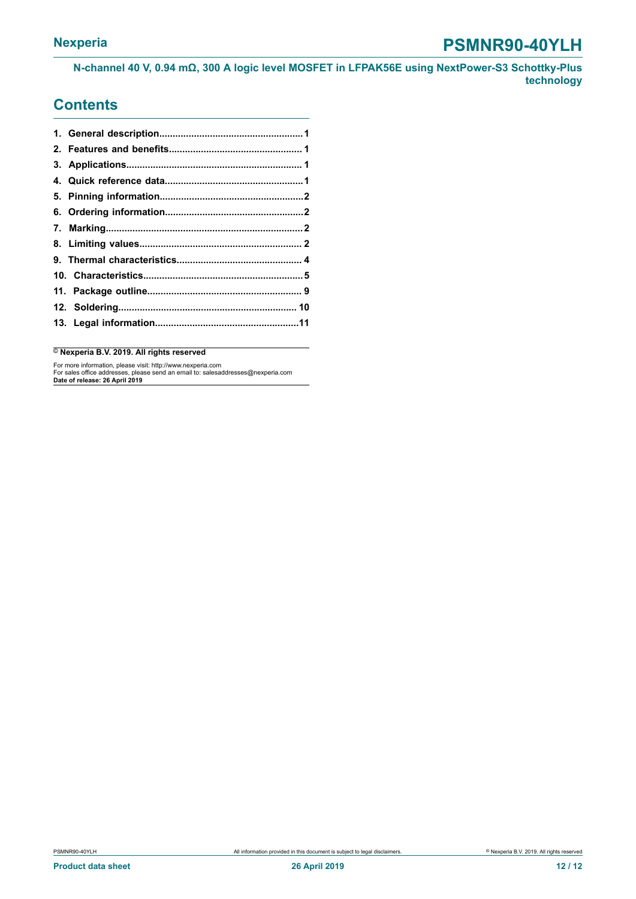## Contents

1. General description..................................................... 1
2. Features and benefits................................................. 1
3. Applications................................................................. 1
4. Quick reference data................................................... 1
5. Pinning information..................................................... 2
6. Ordering information................................................... 2
7. Marking......................................................................... 2
8. Limiting values............................................................ 2
9. Thermal characteristics.............................................. 4
10. Characteristics........................................................... 5
11. Package outline......................................................... 9
12. Soldering.................................................................. 10
13. Legal information..................................................... 11

**© Nexperia B.V. 2019. All rights reserved**

For more information, please visit: http://www.nexperia.com
For sales office addresses, please send an email to: salesaddresses@nexperia.com
**Date of release: 26 April 2019**